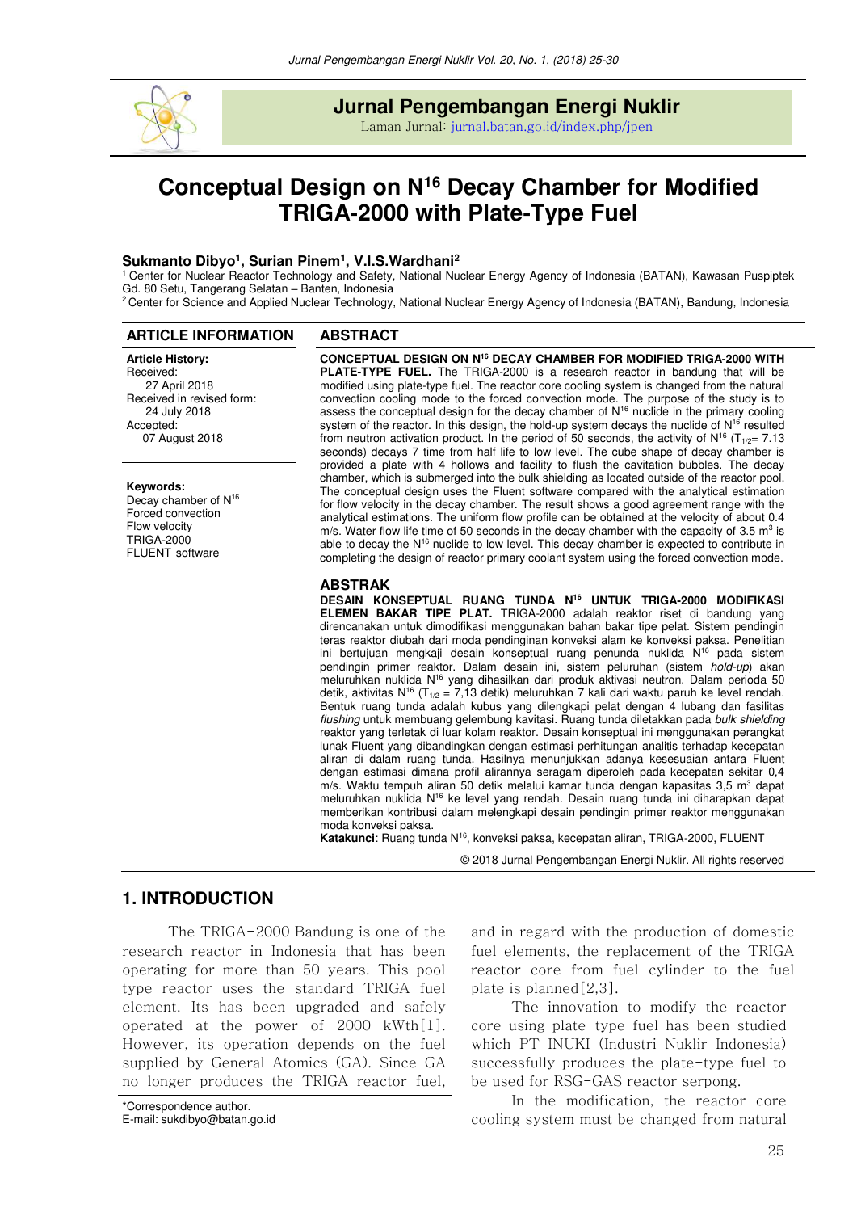# Jurnal Pengembangan Energi Nuklir

Laman Jurnal: jurnal.batan.go.id/index.php/jpen

# Conceptual Design on $N^{16}$ Decay Chamber for Modified TRIGA-2000 with Plate-Type Fuel

**Sukmanto Dibyo[1], Surian Pinem[1], V.I.S.Wardhani[2]**

[1] Center for Nuclear Reactor Technology and Safety, National Nuclear Energy Agency of Indonesia (BATAN), Kawasan Puspiptek Gd. 80 Setu, Tangerang Selatan – Banten, Indonesia

[2] Center for Science and Applied Nuclear Technology, National Nuclear Energy Agency of Indonesia (BATAN), Bandung, Indonesia

## ARTICLE INFORMATION

**Article History:**
Received:
27 April 2018
Received in revised form:
24 July 2018
Accepted:
07 August 2018

**Keywords:**
Decay chamber of $N^{16}$
Forced convection
Flow velocity
TRIGA-2000
FLUENT software

## ABSTRACT

**CONCEPTUAL DESIGN ON $N^{16}$ DECAY CHAMBER FOR MODIFIED TRIGA-2000 WITH PLATE-TYPE FUEL.** The TRIGA-2000 is a research reactor in bandung that will be modified using plate-type fuel. The reactor core cooling system is changed from the natural convection cooling mode to the forced convection mode. The purpose of the study is to assess the conceptual design for the decay chamber of $N^{16}$ nuclide in the primary cooling system of the reactor. In this design, the hold-up system decays the nuclide of $N^{16}$ resulted from neutron activation product. In the period of 50 seconds, the activity of $N^{16}$ ($T_{1/2}$= 7.13 seconds) decays 7 time from half life to low level. The cube shape of decay chamber is provided a plate with 4 hollows and facility to flush the cavitation bubbles. The decay chamber, which is submerged into the bulk shielding as located outside of the reactor pool. The conceptual design uses the Fluent software compared with the analytical estimation for flow velocity in the decay chamber. The result shows a good agreement range with the analytical estimations. The uniform flow profile can be obtained at the velocity of about 0.4 m/s. Water flow life time of 50 seconds in the decay chamber with the capacity of 3.5 $m^3$ is able to decay the $N^{16}$ nuclide to low level. This decay chamber is expected to contribute in completing the design of reactor primary coolant system using the forced convection mode.

## ABSTRAK

**DESAIN KONSEPTUAL RUANG TUNDA $N^{16}$ UNTUK TRIGA-2000 MODIFIKASI ELEMEN BAKAR TIPE PLAT.** TRIGA-2000 adalah reaktor riset di bandung yang direncanakan untuk dimodifikasi menggunakan bahan bakar tipe pelat. Sistem pendingin teras reaktor diubah dari moda pendinginan konveksi alam ke konveksi paksa. Penelitian ini bertujuan mengkaji desain konseptual ruang penunda nuklida $N^{16}$ pada sistem pendingin primer reaktor. Dalam desain ini, sistem peluruhan (sistem *hold-up*) akan meluruhkan nuklida $N^{16}$ yang dihasilkan dari produk aktivasi neutron. Dalam perioda 50 detik, aktivitas $N^{16}$ ($T_{1/2}$ = 7,13 detik) meluruhkan 7 kali dari waktu paruh ke level rendah. Bentuk ruang tunda adalah kubus yang dilengkapi pelat dengan 4 lubang dan fasilitas *flushing* untuk membuang gelembung kavitasi. Ruang tunda diletakkan pada *bulk shielding* reaktor yang terletak di luar kolam reaktor. Desain konseptual ini menggunakan perangkat lunak Fluent yang dibandingkan dengan estimasi perhitungan analitis terhadap kecepatan aliran di dalam ruang tunda. Hasilnya menunjukkan adanya kesesuaian antara Fluent dengan estimasi dimana profil alirannya seragam diperoleh pada kecepatan sekitar 0,4 m/s. Waktu tempuh aliran 50 detik melalui kamar tunda dengan kapasitas 3,5 $m^3$ dapat meluruhkan nuklida $N^{16}$ ke level yang rendah. Desain ruang tunda ini diharapkan dapat memberikan kontribusi dalam melengkapi desain pendingin primer reaktor menggunakan moda konveksi paksa.

**Katakunci**: Ruang tunda $N^{16}$, konveksi paksa, kecepatan aliran, TRIGA-2000, FLUENT

© 2018 Jurnal Pengembangan Energi Nuklir. All rights reserved

## 1. INTRODUCTION

The TRIGA-2000 Bandung is one of the research reactor in Indonesia that has been operating for more than 50 years. This pool type reactor uses the standard TRIGA fuel element. Its has been upgraded and safely operated at the power of 2000 kWth[1]. However, its operation depends on the fuel supplied by General Atomics (GA). Since GA no longer produces the TRIGA reactor fuel, and in regard with the production of domestic fuel elements, the replacement of the TRIGA reactor core from fuel cylinder to the fuel plate is planned[2,3].

The innovation to modify the reactor core using plate-type fuel has been studied which PT INUKI (Industri Nuklir Indonesia) successfully produces the plate-type fuel to be used for RSG-GAS reactor serpong.

In the modification, the reactor core cooling system must be changed from natural

*Correspondence author.
E-mail: sukdibyo@batan.go.id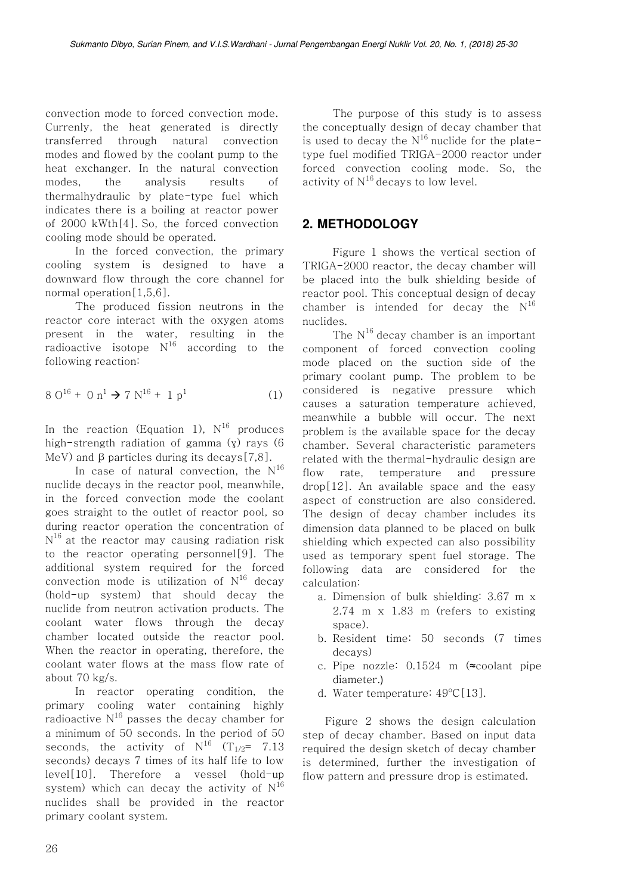convection mode to forced convection mode. Currenly, the heat generated is directly transferred through natural convection modes and flowed by the coolant pump to the heat exchanger. In the natural convection modes, the analysis results of thermalhydraulic by plate-type fuel which indicates there is a boiling at reactor power of 2000 kWth[4]. So, the forced convection cooling mode should be operated.

In the forced convection, the primary cooling system is designed to have a downward flow through the core channel for normal operation[1,5,6].

The produced fission neutrons in the reactor core interact with the oxygen atoms present in the water, resulting in the radioactive isotope $N^{16}$ according to the following reaction:

$$8\,O^{16} + 0\,n^{1} \rightarrow 7\,N^{16} + 1\,p^{1} \quad (1)$$

In the reaction (Equation 1), $N^{16}$ produces high-strength radiation of gamma (ɣ) rays (6 MeV) and β particles during its decays[7,8].

In case of natural convection, the $N^{16}$ nuclide decays in the reactor pool, meanwhile, in the forced convection mode the coolant goes straight to the outlet of reactor pool, so during reactor operation the concentration of $N^{16}$ at the reactor may causing radiation risk to the reactor operating personnel[9]. The additional system required for the forced convection mode is utilization of $N^{16}$ decay (hold-up system) that should decay the nuclide from neutron activation products. The coolant water flows through the decay chamber located outside the reactor pool. When the reactor in operating, therefore, the coolant water flows at the mass flow rate of about 70 kg/s.

In reactor operating condition, the primary cooling water containing highly radioactive $N^{16}$ passes the decay chamber for a minimum of 50 seconds. In the period of 50 seconds, the activity of $N^{16}$ ($T_{1/2}$= 7.13 seconds) decays 7 times of its half life to low level[10]. Therefore a vessel (hold-up system) which can decay the activity of $N^{16}$ nuclides shall be provided in the reactor primary coolant system.

The purpose of this study is to assess the conceptually design of decay chamber that is used to decay the $N^{16}$ nuclide for the plate-type fuel modified TRIGA-2000 reactor under forced convection cooling mode. So, the activity of $N^{16}$ decays to low level.

## 2. METHODOLOGY

Figure 1 shows the vertical section of TRIGA-2000 reactor, the decay chamber will be placed into the bulk shielding beside of reactor pool. This conceptual design of decay chamber is intended for decay the $N^{16}$ nuclides.

The $N^{16}$ decay chamber is an important component of forced convection cooling mode placed on the suction side of the primary coolant pump. The problem to be considered is negative pressure which causes a saturation temperature achieved, meanwhile a bubble will occur. The next problem is the available space for the decay chamber. Several characteristic parameters related with the thermal-hydraulic design are flow rate, temperature and pressure drop[12]. An available space and the easy aspect of construction are also considered. The design of decay chamber includes its dimension data planned to be placed on bulk shielding which expected can also possibility used as temporary spent fuel storage. The following data are considered for the calculation:

a. Dimension of bulk shielding: 3.67 m x 2.74 m x 1.83 m (refers to existing space).
b. Resident time: 50 seconds (7 times decays)
c. Pipe nozzle: 0.1524 m (≈coolant pipe diameter.)
d. Water temperature: 49°C[13].

Figure 2 shows the design calculation step of decay chamber. Based on input data required the design sketch of decay chamber is determined, further the investigation of flow pattern and pressure drop is estimated.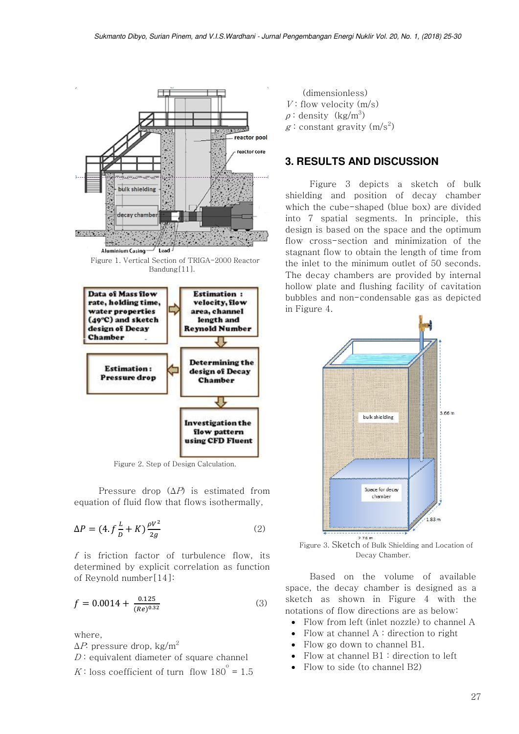reactor pool

reactor core

bulk shielding

decay chamber

Aluminium Casing

Lead

Figure 1. Vertical Section of TRIGA-2000 Reactor Bandung[11].

Data of Mass flow rate, holding time, water properties (49°C) and sketch design of Decay Chamber

Estimation : velocity, flow area, channel length and Reynold Number

Determining the design of Decay Chamber

Estimation : Pressure drop

Investigation the flow pattern using CFD Fluent

Figure 2. Step of Design Calculation.

Pressure drop ($\Delta P$) is estimated from equation of fluid flow that flows isothermally,

$$\Delta P = (4.f\frac{L}{D} + K)\frac{\rho V^2}{2g} \qquad (2)$$

$f$ is friction factor of turbulence flow, its determined by explicit correlation as function of Reynold number[14]:

$$f = 0.0014 + \frac{0.125}{(Re)^{0.32}} \qquad (3)$$

where,

$\Delta P$: pressure drop, kg/m$^2$

$D$ : equivalent diameter of square channel

$K$ : loss coefficient of turn flow 180$^{\circ}$ = 1.5

(dimensionless)

$V$ : flow velocity (m/s)

$\rho$ : density (kg/m$^3$)

$g$ : constant gravity (m/s$^2$)

## 3. RESULTS AND DISCUSSION

Figure 3 depicts a sketch of bulk shielding and position of decay chamber which the cube-shaped (blue box) are divided into 7 spatial segments. In principle, this design is based on the space and the optimum flow cross-section and minimization of the stagnant flow to obtain the length of time from the inlet to the minimum outlet of 50 seconds. The decay chambers are provided by internal hollow plate and flushing facility of cavitation bubbles and non-condensable gas as depicted in Figure 4.

bulk shielding

Space for decay chamber

3.66 m

1.83 m

2.74 m

Figure 3. Sketch of Bulk Shielding and Location of Decay Chamber.

Based on the volume of available space, the decay chamber is designed as a sketch as shown in Figure 4 with the notations of flow directions are as below:

- Flow from left (inlet nozzle) to channel A
- Flow at channel A : direction to right
- Flow go down to channel B1.
- Flow at channel B1 : direction to left
- Flow to side (to channel B2)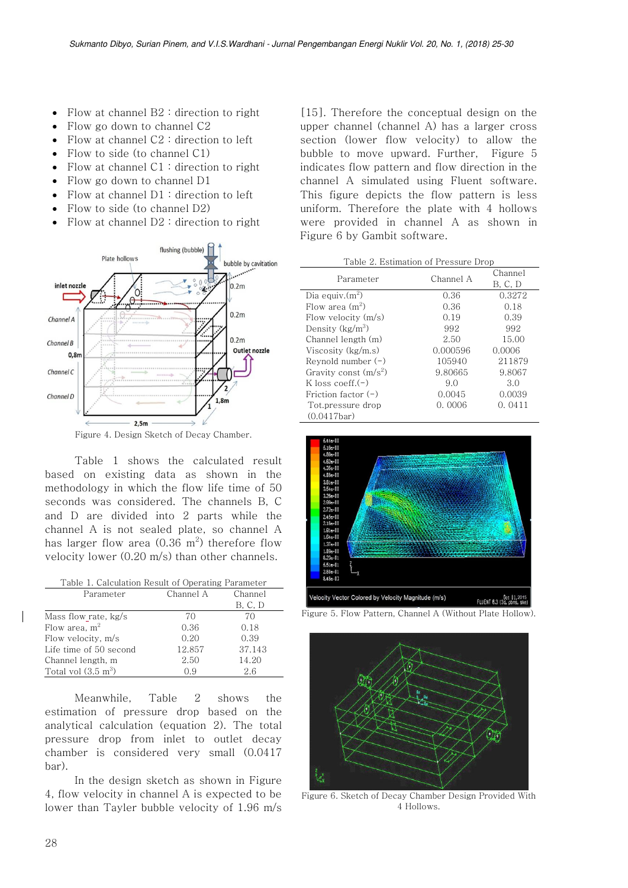- Flow at channel B2 : direction to right
- Flow go down to channel C2
- Flow at channel C2 : direction to left
- Flow to side (to channel C1)
- Flow at channel C1 : direction to right
- Flow go down to channel D1
- Flow at channel D1 : direction to left
- Flow to side (to channel D2)
- Flow at channel D2 : direction to right

Figure 4. Design Sketch of Decay Chamber.

Table 1 shows the calculated result based on existing data as shown in the methodology in which the flow life time of 50 seconds was considered. The channels B, C and D are divided into 2 parts while the channel A is not sealed plate, so channel A has larger flow area (0.36 m$^2$) therefore flow velocity lower (0.20 m/s) than other channels.

Table 1. Calculation Result of Operating Parameter

| Parameter | Channel A | Channel B, C, D |
|---|---|---|
| Mass flow rate, kg/s | 70 | 70 |
| Flow area, m$^2$ | 0.36 | 0.18 |
| Flow velocity, m/s | 0.20 | 0.39 |
| Life time of 50 second | 12.857 | 37.143 |
| Channel length, m | 2.50 | 14.20 |
| Total vol (3.5 m$^3$) | 0.9 | 2.6 |

Meanwhile, Table 2 shows the estimation of pressure drop based on the analytical calculation (equation 2). The total pressure drop from inlet to outlet decay chamber is considered very small (0.0417 bar).

In the design sketch as shown in Figure 4, flow velocity in channel A is expected to be lower than Tayler bubble velocity of 1.96 m/s [15]. Therefore the conceptual design on the upper channel (channel A) has a larger cross section (lower flow velocity) to allow the bubble to move upward. Further, Figure 5 indicates flow pattern and flow direction in the channel A simulated using Fluent software. This figure depicts the flow pattern is less uniform. Therefore the plate with 4 hollows were provided in channel A as shown in Figure 6 by Gambit software.

Table 2. Estimation of Pressure Drop

| Parameter | Channel A | Channel B, C, D |
|---|---|---|
| Dia equiv.(m$^2$) | 0.36 | 0.3272 |
| Flow area (m$^2$) | 0.36 | 0.18 |
| Flow velocity (m/s) | 0.19 | 0.39 |
| Density (kg/m$^3$) | 992 | 992 |
| Channel length (m) | 2.50 | 15.00 |
| Viscosity (kg/m.s) | 0.000596 | 0.0006 |
| Reynold number (-) | 105940 | 211879 |
| Gravity const (m/s$^2$) | 9.80665 | 9.8067 |
| K loss coeff.(-) | 9.0 | 3.0 |
| Friction factor (-) | 0.0045 | 0.0039 |
| Tot.pressure drop (0.0417bar) | 0. 0006 | 0. 0411 |

Figure 5. Flow Pattern, Channel A (Without Plate Hollow).

Figure 6. Sketch of Decay Chamber Design Provided With 4 Hollows.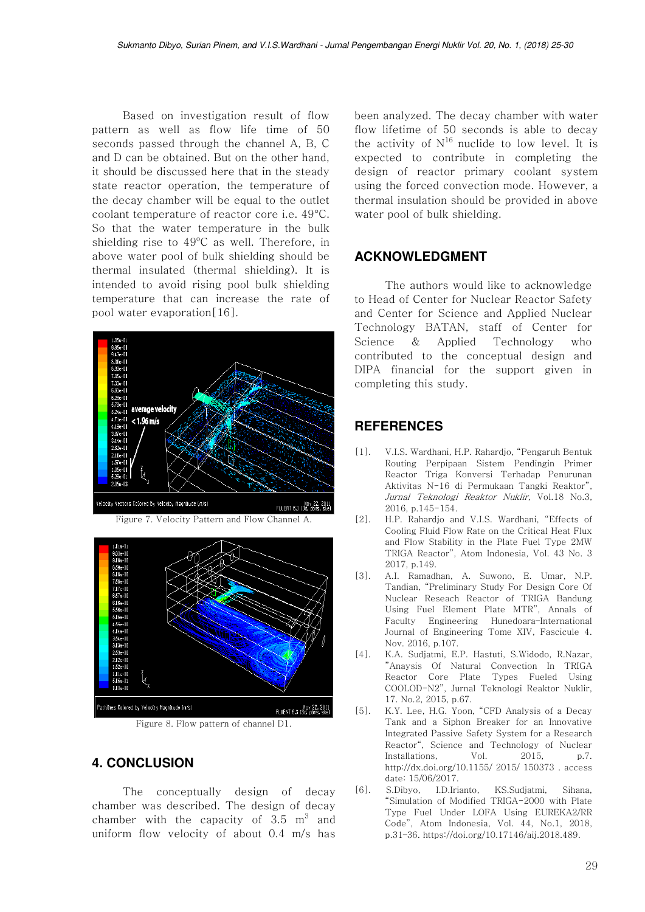Based on investigation result of flow pattern as well as flow life time of 50 seconds passed through the channel A, B, C and D can be obtained. But on the other hand, it should be discussed here that in the steady state reactor operation, the temperature of the decay chamber will be equal to the outlet coolant temperature of reactor core i.e. 49°C. So that the water temperature in the bulk shielding rise to 49°C as well. Therefore, in above water pool of bulk shielding should be thermal insulated (thermal shielding). It is intended to avoid rising pool bulk shielding temperature that can increase the rate of pool water evaporation[16].

Figure 7. Velocity Pattern and Flow Channel A.

Figure 8. Flow pattern of channel D1.

## 4. CONCLUSION

The conceptually design of decay chamber was described. The design of decay chamber with the capacity of 3.5 $m^3$ and uniform flow velocity of about 0.4 m/s has been analyzed. The decay chamber with water flow lifetime of 50 seconds is able to decay the activity of $N^{16}$ nuclide to low level. It is expected to contribute in completing the design of reactor primary coolant system using the forced convection mode. However, a thermal insulation should be provided in above water pool of bulk shielding.

## ACKNOWLEDGMENT

The authors would like to acknowledge to Head of Center for Nuclear Reactor Safety and Center for Science and Applied Nuclear Technology BATAN, staff of Center for Science & Applied Technology who contributed to the conceptual design and DIPA financial for the support given in completing this study.

## REFERENCES

[1]. V.I.S. Wardhani, H.P. Rahardjo, "Pengaruh Bentuk Routing Perpipaan Sistem Pendingin Primer Reactor Triga Konversi Terhadap Penurunan Aktivitas N-16 di Permukaan Tangki Reaktor", *Jurnal Teknologi Reaktor Nuklir*, Vol.18 No.3, 2016, p.145-154.

[2]. H.P. Rahardjo and V.I.S. Wardhani, "Effects of Cooling Fluid Flow Rate on the Critical Heat Flux and Flow Stability in the Plate Fuel Type 2MW TRIGA Reactor", Atom Indonesia, Vol. 43 No. 3 2017, p.149.

[3]. A.I. Ramadhan, A. Suwono, E. Umar, N.P. Tandian, "Preliminary Study For Design Core Of Nuclear Reseach Reactor of TRIGA Bandung Using Fuel Element Plate MTR", Annals of Faculty Engineering Hunedoara-International Journal of Engineering Tome XIV, Fascicule 4. Nov. 2016, p.107.

[4]. K.A. Sudjatmi, E.P. Hastuti, S.Widodo, R.Nazar, "Anaysis Of Natural Convection In TRIGA Reactor Core Plate Types Fueled Using COOLOD-N2", Jurnal Teknologi Reaktor Nuklir, 17. No.2, 2015, p.67.

[5]. K.Y. Lee, H.G. Yoon, "CFD Analysis of a Decay Tank and a Siphon Breaker for an Innovative Integrated Passive Safety System for a Research Reactor", Science and Technology of Nuclear Installations, Vol. 2015, p.7. http://dx.doi.org/10.1155/ 2015/ 150373 . access date: 15/06/2017.

[6]. S.Dibyo, I.D.Irianto, KS.Sudjatmi, Sihana, "Simulation of Modified TRIGA-2000 with Plate Type Fuel Under LOFA Using EUREKA2/RR Code", Atom Indonesia, Vol. 44, No.1, 2018, p.31–36. https://doi.org/10.17146/aij.2018.489.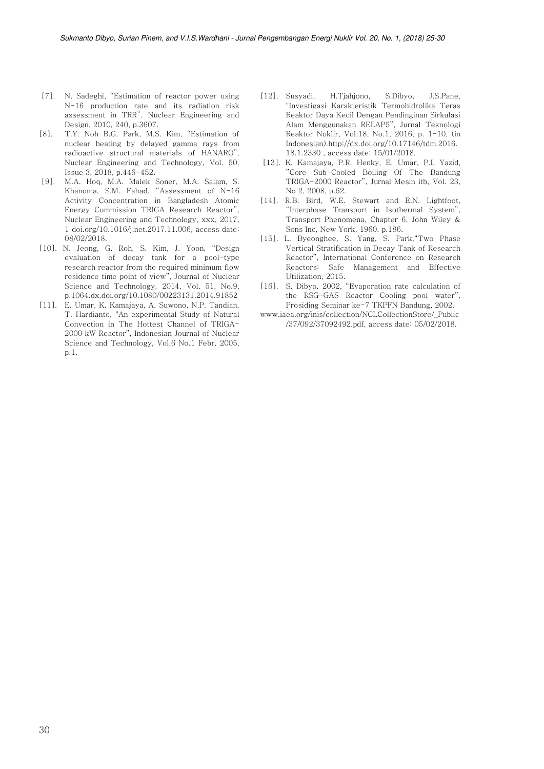[7]. N. Sadeghi, "Estimation of reactor power using N-16 production rate and its radiation risk assessment in TRR". Nuclear Engineering and Design, 2010, 240, p.3607.

[8]. T.Y. Noh B.G. Park, M.S. Kim, "Estimation of nuclear heating by delayed gamma rays from radioactive structural materials of HANARO", Nuclear Engineering and Technology, Vol. 50, Issue 3, 2018, p.446-452.

[9]. M.A. Hoq, M.A. Malek Soner, M.A. Salam, S. Khanoma, S.M. Fahad, "Assessment of N-16 Activity Concentration in Bangladesh Atomic Energy Commission TRIGA Research Reactor", Nuclear Engineering and Technology, xxx, 2017, 1 doi.org/10.1016/j.net.2017.11.006, access date: 08/02/2018.

[10]. N. Jeong, G. Roh, S. Kim, J. Yoon, "Design evaluation of decay tank for a pool-type research reactor from the required minimum flow residence time point of view", Journal of Nuclear Science and Technology, 2014, Vol. 51, No.9, p.1064.dx.doi.org/10.1080/00223131.2014.91852

[11]. E. Umar, K. Kamajaya, A. Suwono, N.P. Tandian, T. Hardianto, "An experimental Study of Natural Convection in The Hottest Channel of TRIGA-2000 kW Reactor", Indonesian Journal of Nuclear Science and Technology, Vol.6 No.1 Febr. 2005, p.1.

[12]. Susyadi, H.Tjahjono, S.Dibyo, J.S.Pane, "Investigasi Karakteristik Termohidrolika Teras Reaktor Daya Kecil Dengan Pendinginan Sirkulasi Alam Menggunakan RELAP5", Jurnal Teknologi Reaktor Nuklir, Vol.18, No.1, 2016, p. 1-10, (in Indonesian).http://dx.doi.org/10.17146/tdm.2016.18.1.2330 , access date: 15/01/2018.

[13]. K. Kamajaya, P.R. Henky, E. Umar, P.I. Yazid, "Core Sub-Cooled Boiling Of The Bandung TRIGA-2000 Reactor", Jurnal Mesin itb, Vol. 23, No 2, 2008, p.62.

[14]. R.B. Bird, W.E. Stewart and E.N. Lightfoot, "Interphase Transport in Isothermal System", Transport Phenomena, Chapter 6, John Wiley & Sons Inc, New York, 1960. p.186.

[15]. L. Byeonghee, S. Yang, S. Park,"Two Phase Vertical Stratification in Decay Tank of Research Reactor", International Conference on Research Reactors: Safe Management and Effective Utilization, 2015.

[16]. S. Dibyo, 2002, "Evaporation rate calculation of the RSG-GAS Reactor Cooling pool water", Prosiding Seminar ke-7 TKPFN Bandung, 2002. www.iaea.org/inis/collection/NCLCollectionStore/_Public/37/092/37092492.pdf, access date: 05/02/2018.